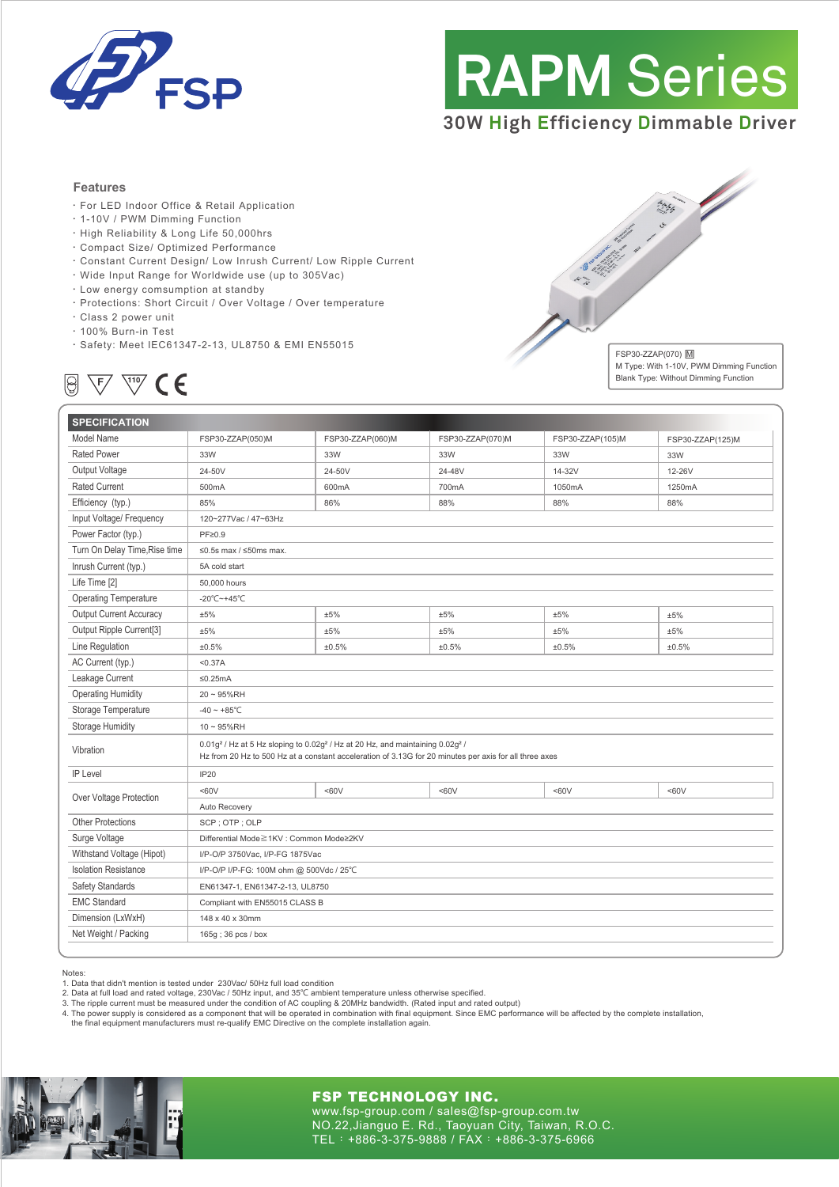FSP

# RAPM Series

## 30W High Efficiency Dimmable Driver

### Features

- For LED Indoor Office & Retail Application
- 1-10V / PWM Dimming Function
- High Reliability & Long Life 50,000hrs
- Compact Size/ Optimized Performance
- Constant Current Design/ Low Inrush Current/ Low Ripple Current
- Wide Input Range for Worldwide use (up to 305Vac)
- Low energy comsumption at standby
- Protections: Short Circuit / Over Voltage / Over temperature
- Class 2 power unit
- 100% Burn-in Test
- Safety: Meet IEC61347-2-13, UL8750 & EMI EN55015

FSP30-ZZAP(070) M
M Type: With 1-10V, PWM Dimming Function
Blank Type: Without Dimming Function

| SPECIFICATION | | | | | |
|---|---|---|---|---|---|
| Model Name | FSP30-ZZAP(050)M | FSP30-ZZAP(060)M | FSP30-ZZAP(070)M | FSP30-ZZAP(105)M | FSP30-ZZAP(125)M |
| Rated Power | 33W | 33W | 33W | 33W | 33W |
| Output Voltage | 24-50V | 24-50V | 24-48V | 14-32V | 12-26V |
| Rated Current | 500mA | 600mA | 700mA | 1050mA | 1250mA |
| Efficiency (typ.) | 85% | 86% | 88% | 88% | 88% |
| Input Voltage/ Frequency | 120~277Vac / 47~63Hz | | | | |
| Power Factor (typ.) | PF≥0.9 | | | | |
| Turn On Delay Time,Rise time | ≤0.5s max / ≤50ms max. | | | | |
| Inrush Current (typ.) | 5A cold start | | | | |
| Life Time [2] | 50,000 hours | | | | |
| Operating Temperature | -20℃~+45℃ | | | | |
| Output Current Accuracy | ±5% | ±5% | ±5% | ±5% | ±5% |
| Output Ripple Current[3] | ±5% | ±5% | ±5% | ±5% | ±5% |
| Line Regulation | ±0.5% | ±0.5% | ±0.5% | ±0.5% | ±0.5% |
| AC Current (typ.) | <0.37A | | | | |
| Leakage Current | ≤0.25mA | | | | |
| Operating Humidity | 20 ~ 95%RH | | | | |
| Storage Temperature | -40 ~ +85℃ | | | | |
| Storage Humidity | 10 ~ 95%RH | | | | |
| Vibration | 0.01g² / Hz at 5 Hz sloping to 0.02g² / Hz at 20 Hz, and maintaining 0.02g² / Hz from 20 Hz to 500 Hz at a constant acceleration of 3.13G for 20 minutes per axis for all three axes | | | | |
| IP Level | IP20 | | | | |
| Over Voltage Protection | <60V | <60V | <60V | <60V | <60V |
| | Auto Recovery | | | | |
| Other Protections | SCP ; OTP ; OLP | | | | |
| Surge Voltage | Differential Mode≧1KV : Common Mode≥2KV | | | | |
| Withstand Voltage (Hipot) | I/P-O/P 3750Vac, I/P-FG 1875Vac | | | | |
| Isolation Resistance | I/P-O/P I/P-FG: 100M ohm @ 500Vdc / 25℃ | | | | |
| Safety Standards | EN61347-1, EN61347-2-13, UL8750 | | | | |
| EMC Standard | Compliant with EN55015 CLASS B | | | | |
| Dimension (LxWxH) | 148 x 40 x 30mm | | | | |
| Net Weight / Packing | 165g ; 36 pcs / box | | | | |

Notes:
1. Data that didn't mention is tested under 230Vac/ 50Hz full load condition
2. Data at full load and rated voltage, 230Vac / 50Hz input, and 35℃ ambient temperature unless otherwise specified.
3. The ripple current must be measured under the condition of AC coupling & 20MHz bandwidth. (Rated input and rated output)
4. The power supply is considered as a component that will be operated in combination with final equipment. Since EMC performance will be affected by the complete installation, the final equipment manufacturers must re-qualify EMC Directive on the complete installation again.

**FSP TECHNOLOGY INC.**
www.fsp-group.com / sales@fsp-group.com.tw
NO.22,Jianguo E. Rd., Taoyuan City, Taiwan, R.O.C.
TEL：+886-3-375-9888 / FAX：+886-3-375-6966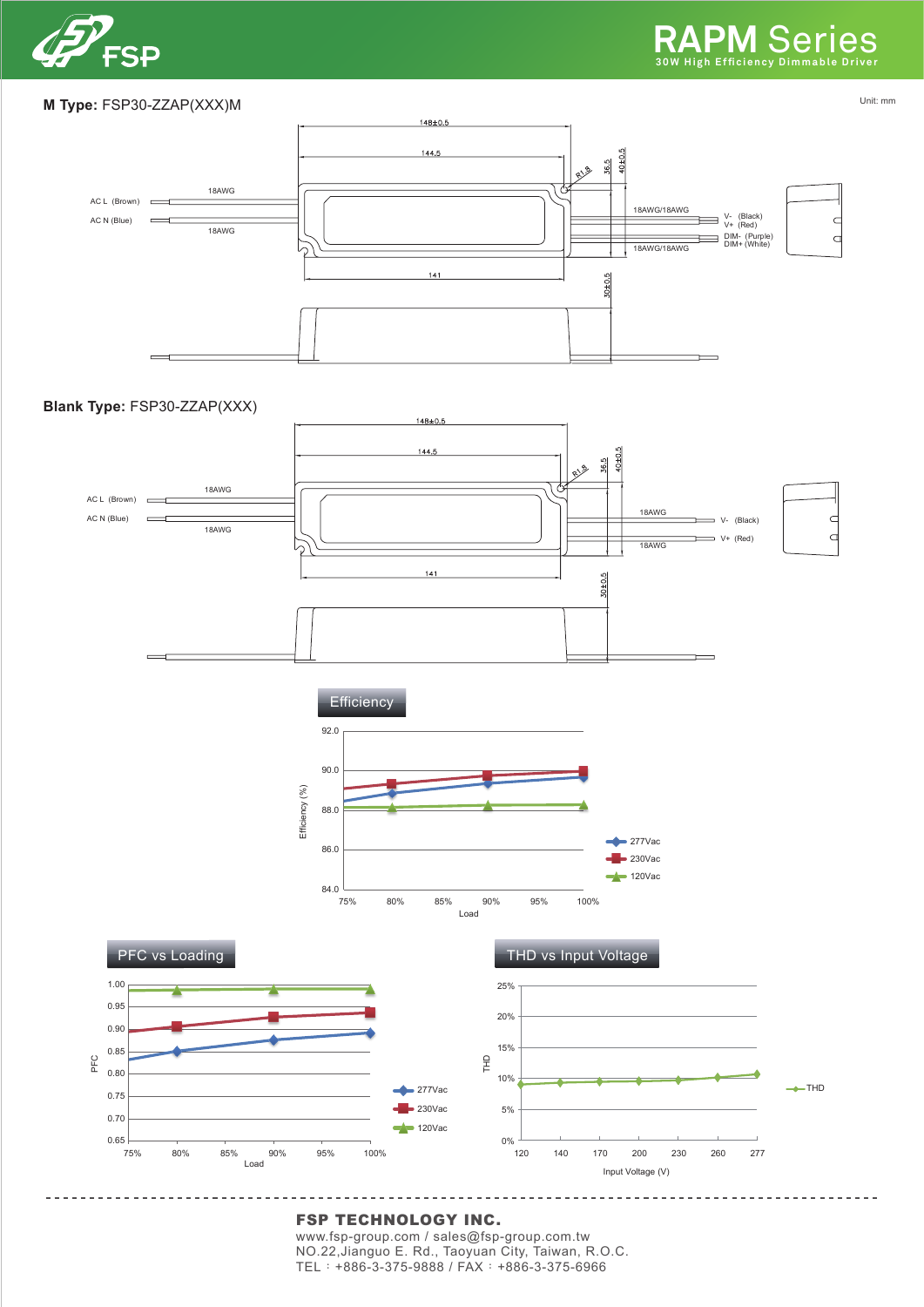Unit: mm

**M Type:** FSP30-ZZAP(XXX)M

148±0.5
144.5
R1.8
36.5
40±0.5
18AWG
AC L (Brown)
AC N (Blue)
18AWG
18AWG/18AWG
V- (Black)
V+ (Red)
DIM- (Purple)
DIM+ (White)
18AWG/18AWG
141
30±0.5

**Blank Type:** FSP30-ZZAP(XXX)

148±0.5
144.5
R1.8
36.5
40±0.5
18AWG
AC L (Brown)
AC N (Blue)
18AWG
18AWG
V- (Black)
V+ (Red)
18AWG
141
30±0.5

## Efficiency

Efficiency (%)
92.0
90.0
88.0
86.0
84.0
75% 80% 85% 90% 95% 100%
Load
277Vac
230Vac
120Vac

## PFC vs Loading

PFC
1.00
0.95
0.90
0.85
0.80
0.75
0.70
0.65
75% 80% 85% 90% 95% 100%
Load
277Vac
230Vac
120Vac

## THD vs Input Voltage

THD
25%
20%
15%
10%
5%
0%
120 140 170 200 230 260 277
Input Voltage (V)
THD

**FSP TECHNOLOGY INC.**
www.fsp-group.com / sales@fsp-group.com.tw
NO.22,Jianguo E. Rd., Taoyuan City, Taiwan, R.O.C.
TEL：+886-3-375-9888 / FAX：+886-3-375-6966